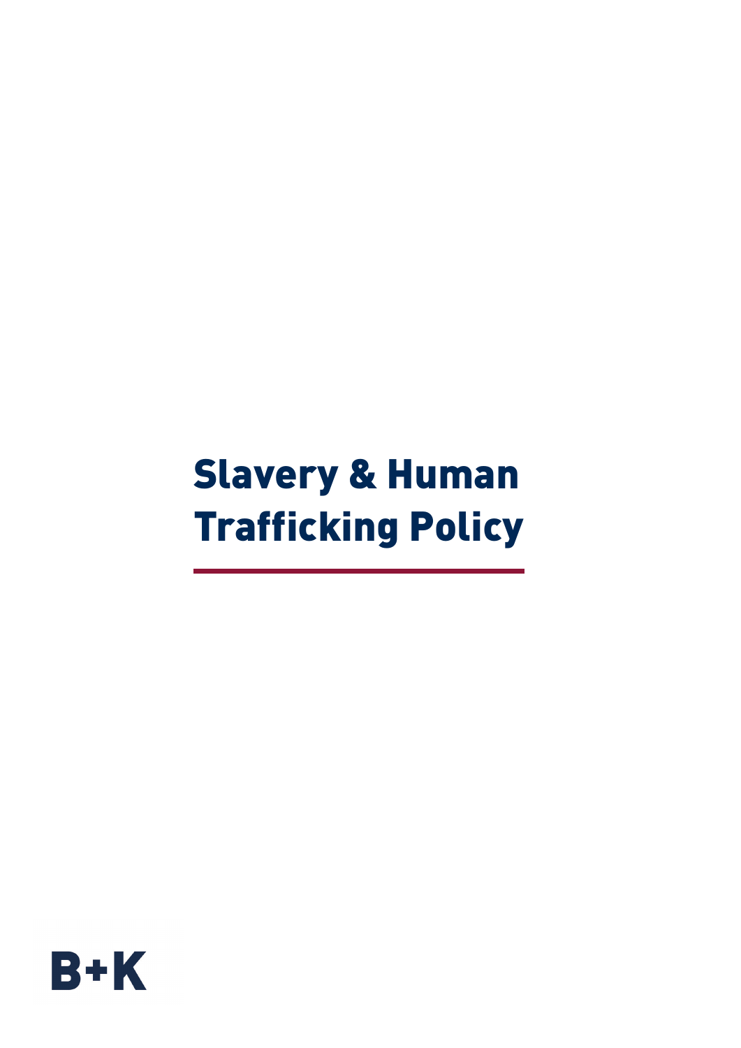# Slavery & Human Trafficking Policy

B+K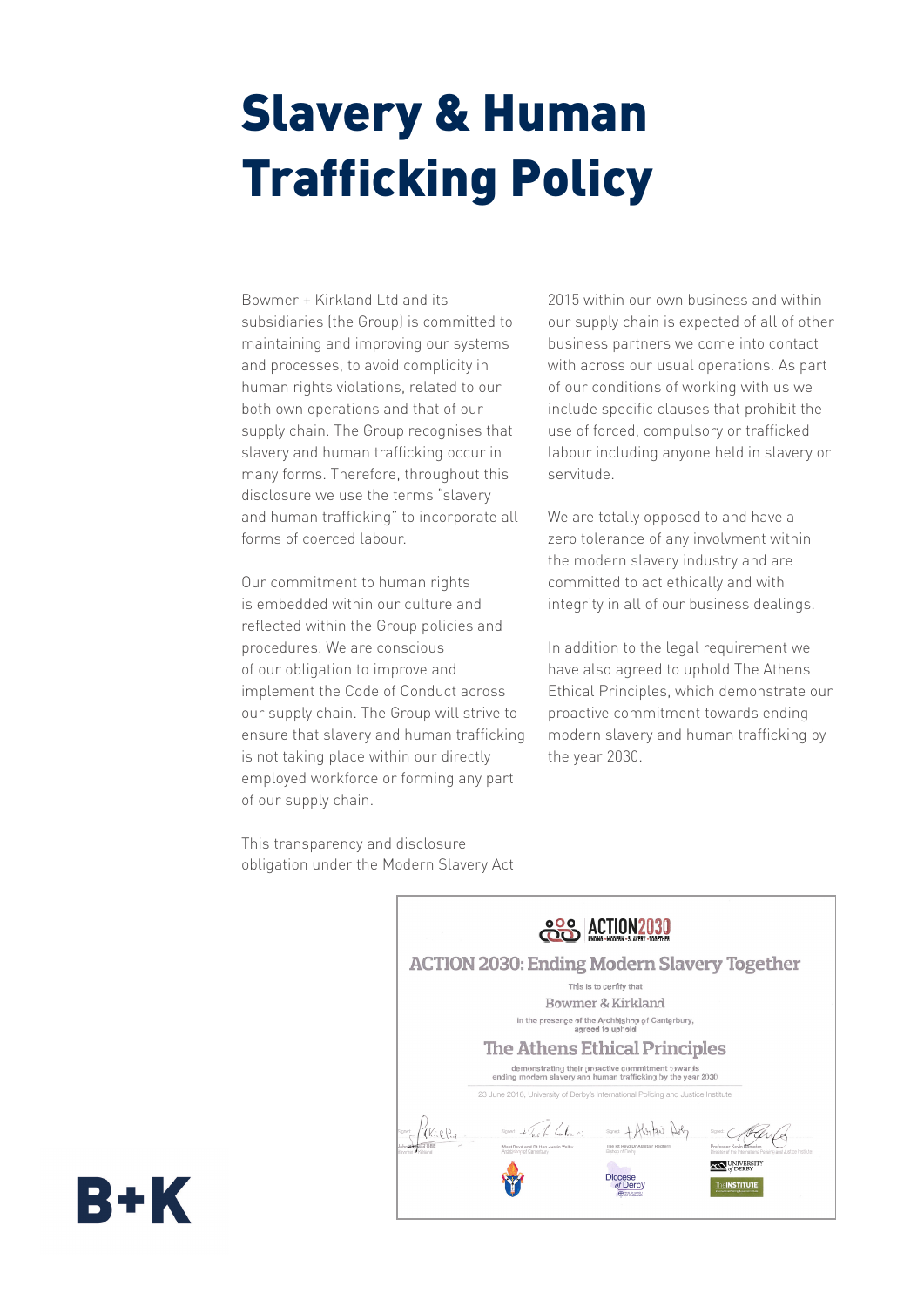# Slavery & Human Trafficking Policy

Bowmer + Kirkland Ltd and its subsidiaries (the Group) is committed to maintaining and improving our systems and processes, to avoid complicity in human rights violations, related to our both own operations and that of our supply chain. The Group recognises that slavery and human trafficking occur in many forms. Therefore, throughout this disclosure we use the terms "slavery and human trafficking" to incorporate all forms of coerced labour.

Our commitment to human rights is embedded within our culture and reflected within the Group policies and procedures. We are conscious of our obligation to improve and implement the Code of Conduct across our supply chain. The Group will strive to ensure that slavery and human trafficking is not taking place within our directly employed workforce or forming any part of our supply chain.

This transparency and disclosure obligation under the Modern Slavery Act 2015 within our own business and within our supply chain is expected of all of other business partners we come into contact with across our usual operations. As part of our conditions of working with us we include specific clauses that prohibit the use of forced, compulsory or trafficked labour including anyone held in slavery or servitude.

We are totally opposed to and have a zero tolerance of any involvment within the modern slavery industry and are committed to act ethically and with integrity in all of our business dealings.

In addition to the legal requirement we have also agreed to uphold The Athens Ethical Principles, which demonstrate our proactive commitment towards ending modern slavery and human trafficking by the year 2030.

ACTION2030 ENDING • MODERN • SLAVERY • TOGETHER

ACTION 2030: Ending Modern Slavery Together

This is to certify that

Bowmer & Kirkland

in the presence of the Archbishop of Canterbury, agreed to uphold

The Athens Ethical Principles

demonstrating their proactive commitment towards ending modern slavery and human trafficking by the year 2030

23 June 2016, University of Derby's International Policing and Justice Institute

B+K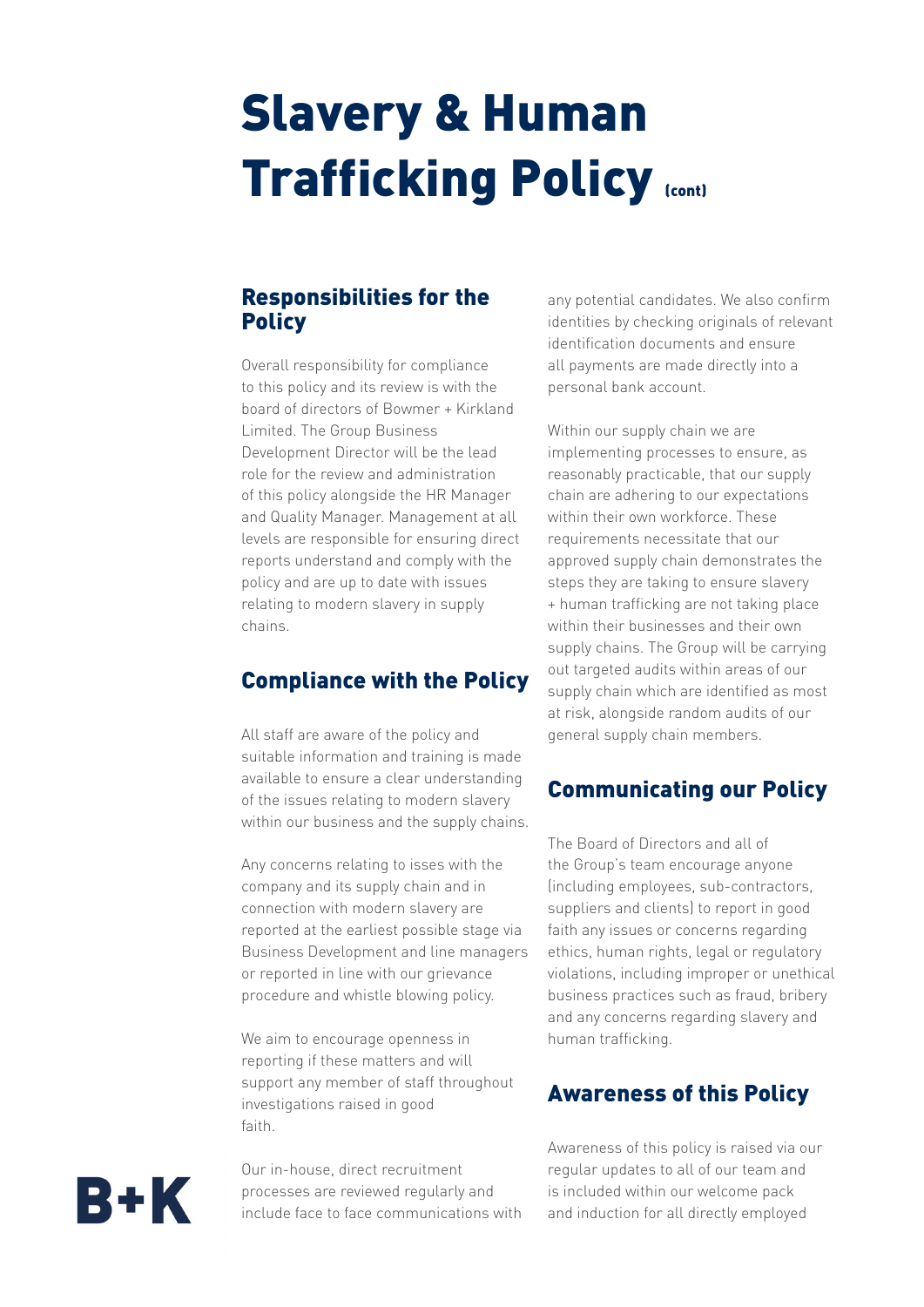# Slavery & Human Trafficking Policy (cont)

## Responsibilities for the Policy

Overall responsibility for compliance to this policy and its review is with the board of directors of Bowmer + Kirkland Limited. The Group Business Development Director will be the lead role for the review and administration of this policy alongside the HR Manager and Quality Manager. Management at all levels are responsible for ensuring direct reports understand and comply with the policy and are up to date with issues relating to modern slavery in supply chains.

## Compliance with the Policy

All staff are aware of the policy and suitable information and training is made available to ensure a clear understanding of the issues relating to modern slavery within our business and the supply chains.

Any concerns relating to isses with the company and its supply chain and in connection with modern slavery are reported at the earliest possible stage via Business Development and line managers or reported in line with our grievance procedure and whistle blowing policy.

We aim to encourage openness in reporting if these matters and will support any member of staff throughout investigations raised in good faith.

Our in-house, direct recruitment processes are reviewed regularly and include face to face communications with any potential candidates. We also confirm identities by checking originals of relevant identification documents and ensure all payments are made directly into a personal bank account.

Within our supply chain we are implementing processes to ensure, as reasonably practicable, that our supply chain are adhering to our expectations within their own workforce. These requirements necessitate that our approved supply chain demonstrates the steps they are taking to ensure slavery + human trafficking are not taking place within their businesses and their own supply chains. The Group will be carrying out targeted audits within areas of our supply chain which are identified as most at risk, alongside random audits of our general supply chain members.

## Communicating our Policy

The Board of Directors and all of the Group's team encourage anyone (including employees, sub-contractors, suppliers and clients) to report in good faith any issues or concerns regarding ethics, human rights, legal or regulatory violations, including improper or unethical business practices such as fraud, bribery and any concerns regarding slavery and human trafficking.

## Awareness of this Policy

Awareness of this policy is raised via our regular updates to all of our team and is included within our welcome pack and induction for all directly employed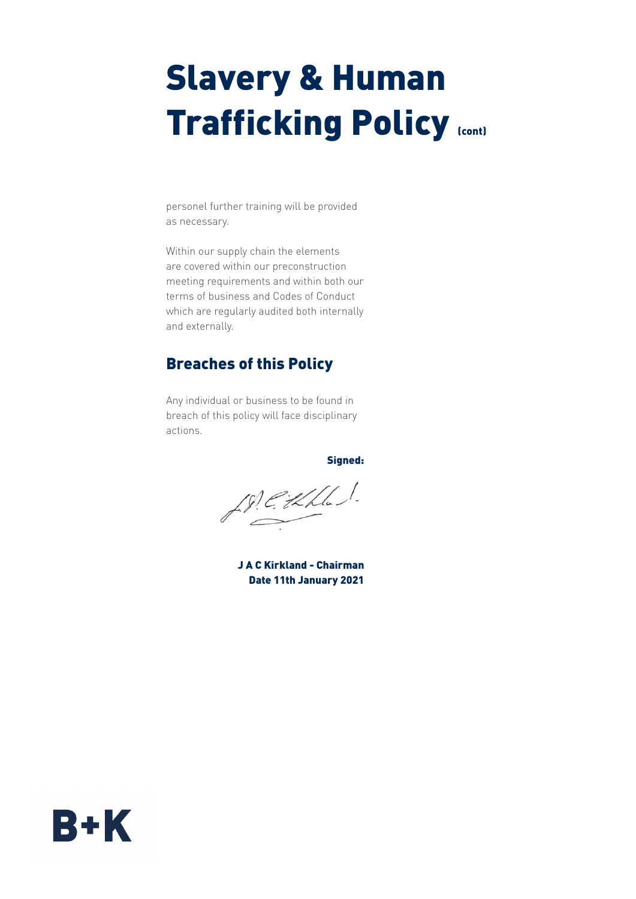# Slavery & Human Trafficking Policy (cont)

personel further training will be provided as necessary.

Within our supply chain the elements are covered within our preconstruction meeting requirements and within both our terms of business and Codes of Conduct which are regularly audited both internally and externally.

## Breaches of this Policy

Any individual or business to be found in breach of this policy will face disciplinary actions.

**Signed:**

**J A C Kirkland - Chairman**
**Date 11th January 2021**

B+K